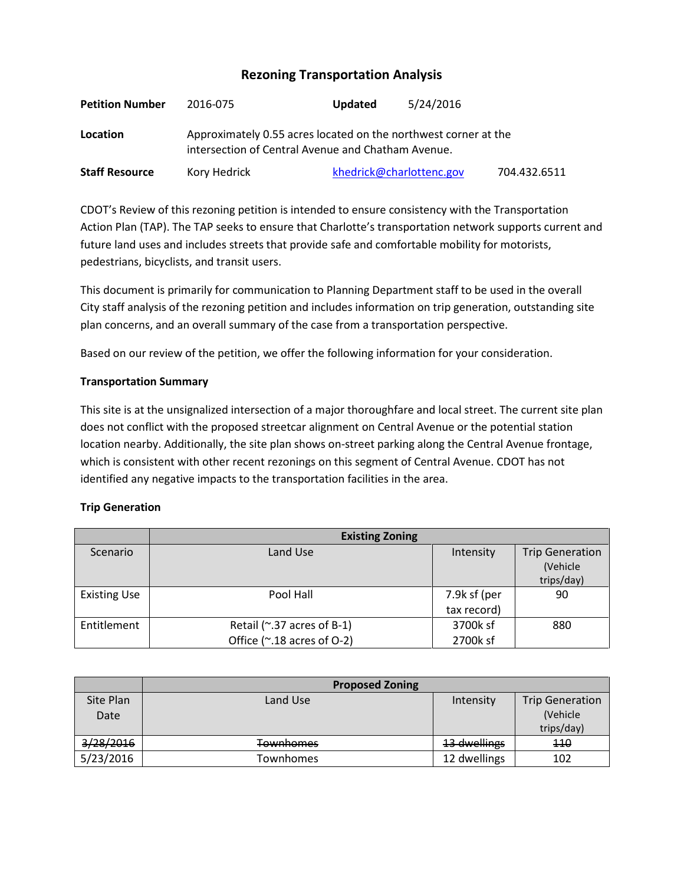# Rezoning Transportation Analysis

**Petition Number** 2016-075 **Updated** 5/24/2016

**Location** Approximately 0.55 acres located on the northwest corner at the intersection of Central Avenue and Chatham Avenue.

**Staff Resource** Kory Hedrick [khedrick@charlottenc.gov](mailto:khedrick@charlottenc.gov) 704.432.6511

CDOT's Review of this rezoning petition is intended to ensure consistency with the Transportation Action Plan (TAP). The TAP seeks to ensure that Charlotte's transportation network supports current and future land uses and includes streets that provide safe and comfortable mobility for motorists, pedestrians, bicyclists, and transit users.

This document is primarily for communication to Planning Department staff to be used in the overall City staff analysis of the rezoning petition and includes information on trip generation, outstanding site plan concerns, and an overall summary of the case from a transportation perspective.

Based on our review of the petition, we offer the following information for your consideration.

**Transportation Summary**

This site is at the unsignalized intersection of a major thoroughfare and local street. The current site plan does not conflict with the proposed streetcar alignment on Central Avenue or the potential station location nearby. Additionally, the site plan shows on-street parking along the Central Avenue frontage, which is consistent with other recent rezonings on this segment of Central Avenue. CDOT has not identified any negative impacts to the transportation facilities in the area.

**Trip Generation**

| | Existing Zoning | | |
|---|---|---|---|
| Scenario | Land Use | Intensity | Trip Generation (Vehicle trips/day) |
| Existing Use | Pool Hall | 7.9k sf (per tax record) | 90 |
| Entitlement | Retail (~.37 acres of B-1)<br>Office (~.18 acres of O-2) | 3700k sf<br>2700k sf | 880 |

| | Proposed Zoning | | |
|---|---|---|---|
| Site Plan Date | Land Use | Intensity | Trip Generation (Vehicle trips/day) |
| ~~3/28/2016~~ | ~~Townhomes~~ | ~~13 dwellings~~ | ~~110~~ |
| 5/23/2016 | Townhomes | 12 dwellings | 102 |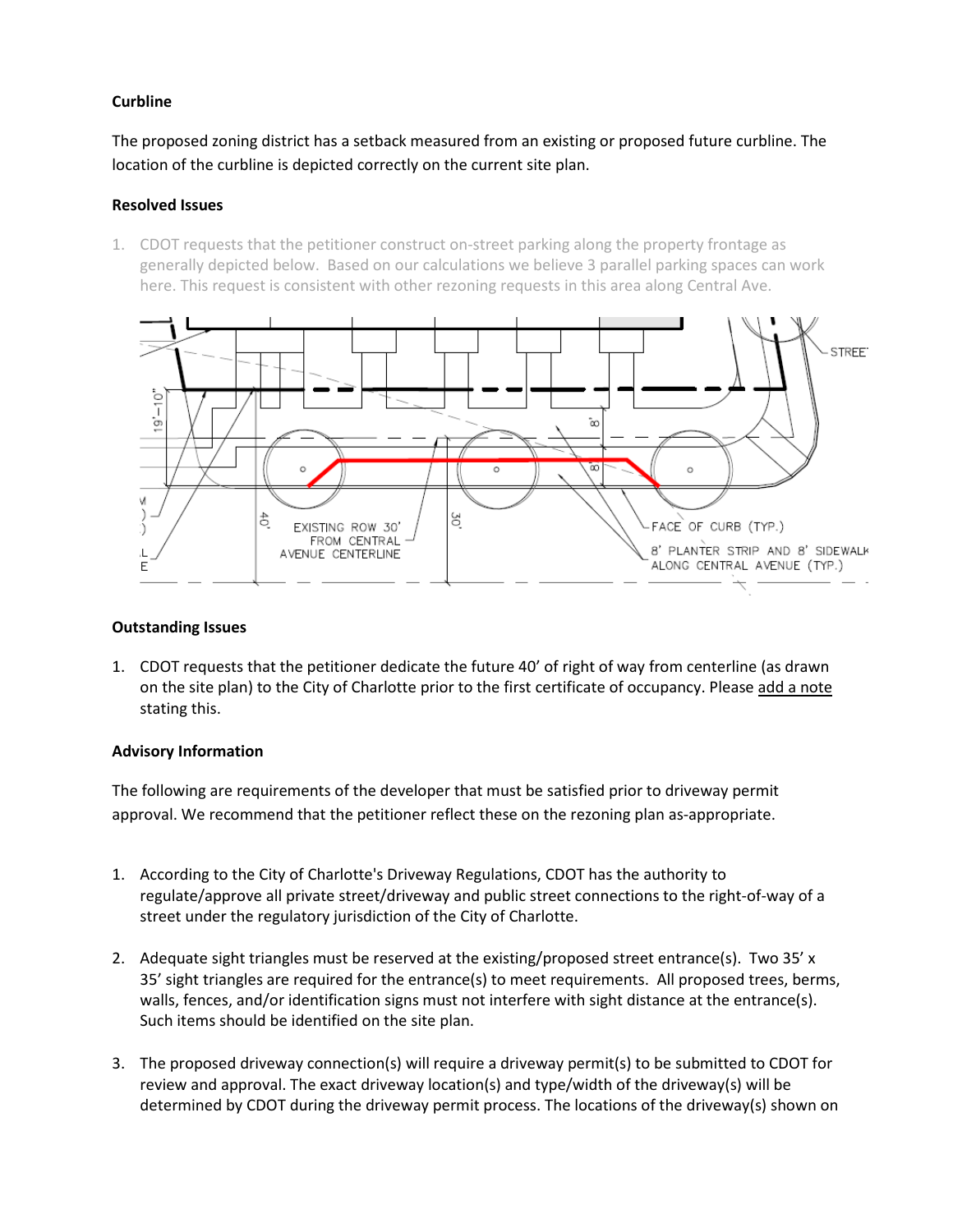**Curbline**

The proposed zoning district has a setback measured from an existing or proposed future curbline. The location of the curbline is depicted correctly on the current site plan.

**Resolved Issues**

1. CDOT requests that the petitioner construct on-street parking along the property frontage as generally depicted below. Based on our calculations we believe 3 parallel parking spaces can work here. This request is consistent with other rezoning requests in this area along Central Ave.

**Outstanding Issues**

1. CDOT requests that the petitioner dedicate the future 40' of right of way from centerline (as drawn on the site plan) to the City of Charlotte prior to the first certificate of occupancy. Please add a note stating this.

**Advisory Information**

The following are requirements of the developer that must be satisfied prior to driveway permit approval. We recommend that the petitioner reflect these on the rezoning plan as-appropriate.

1. According to the City of Charlotte's Driveway Regulations, CDOT has the authority to regulate/approve all private street/driveway and public street connections to the right-of-way of a street under the regulatory jurisdiction of the City of Charlotte.

2. Adequate sight triangles must be reserved at the existing/proposed street entrance(s). Two 35' x 35' sight triangles are required for the entrance(s) to meet requirements. All proposed trees, berms, walls, fences, and/or identification signs must not interfere with sight distance at the entrance(s). Such items should be identified on the site plan.

3. The proposed driveway connection(s) will require a driveway permit(s) to be submitted to CDOT for review and approval. The exact driveway location(s) and type/width of the driveway(s) will be determined by CDOT during the driveway permit process. The locations of the driveway(s) shown on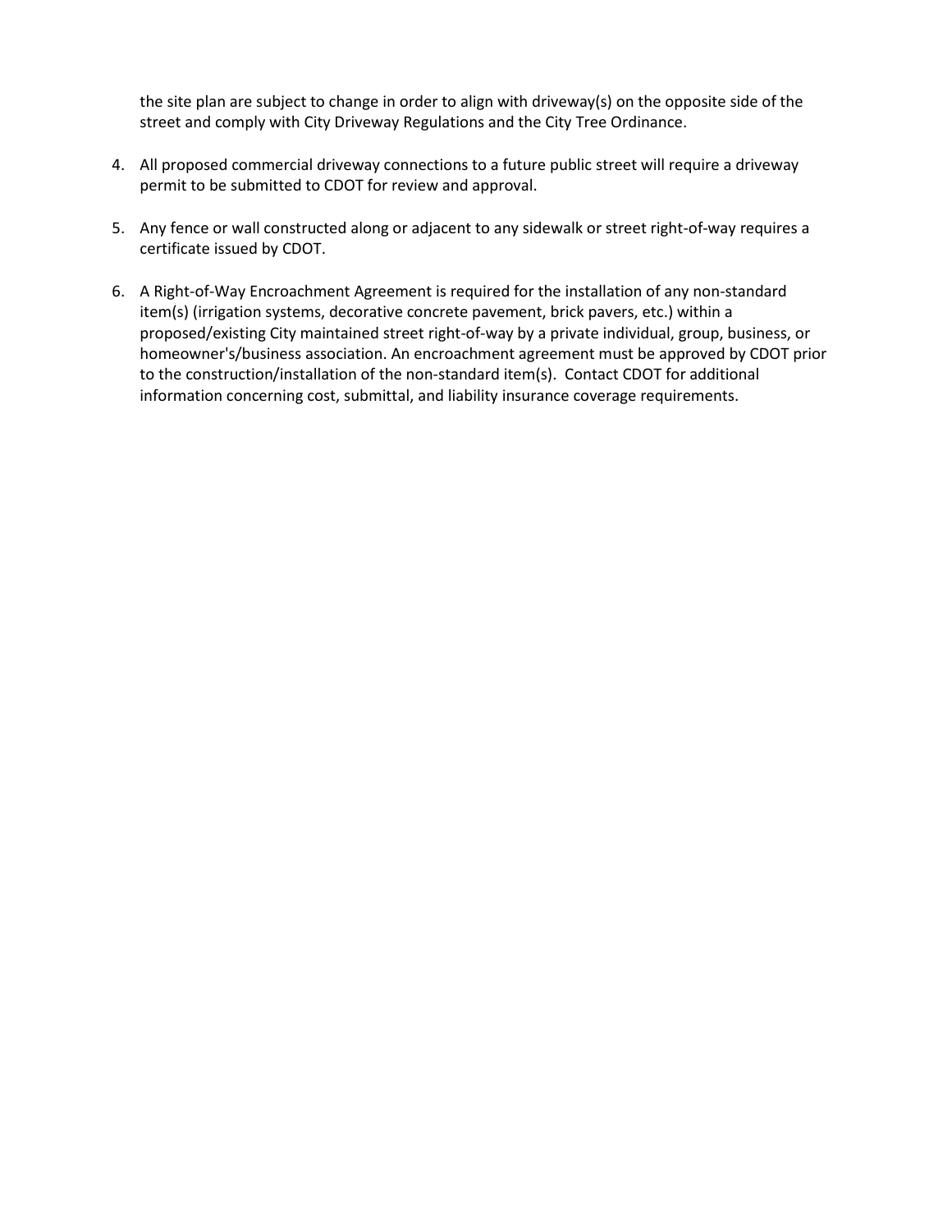the site plan are subject to change in order to align with driveway(s) on the opposite side of the street and comply with City Driveway Regulations and the City Tree Ordinance.

4. All proposed commercial driveway connections to a future public street will require a driveway permit to be submitted to CDOT for review and approval.

5. Any fence or wall constructed along or adjacent to any sidewalk or street right-of-way requires a certificate issued by CDOT.

6. A Right-of-Way Encroachment Agreement is required for the installation of any non-standard item(s) (irrigation systems, decorative concrete pavement, brick pavers, etc.) within a proposed/existing City maintained street right-of-way by a private individual, group, business, or homeowner's/business association. An encroachment agreement must be approved by CDOT prior to the construction/installation of the non-standard item(s). Contact CDOT for additional information concerning cost, submittal, and liability insurance coverage requirements.